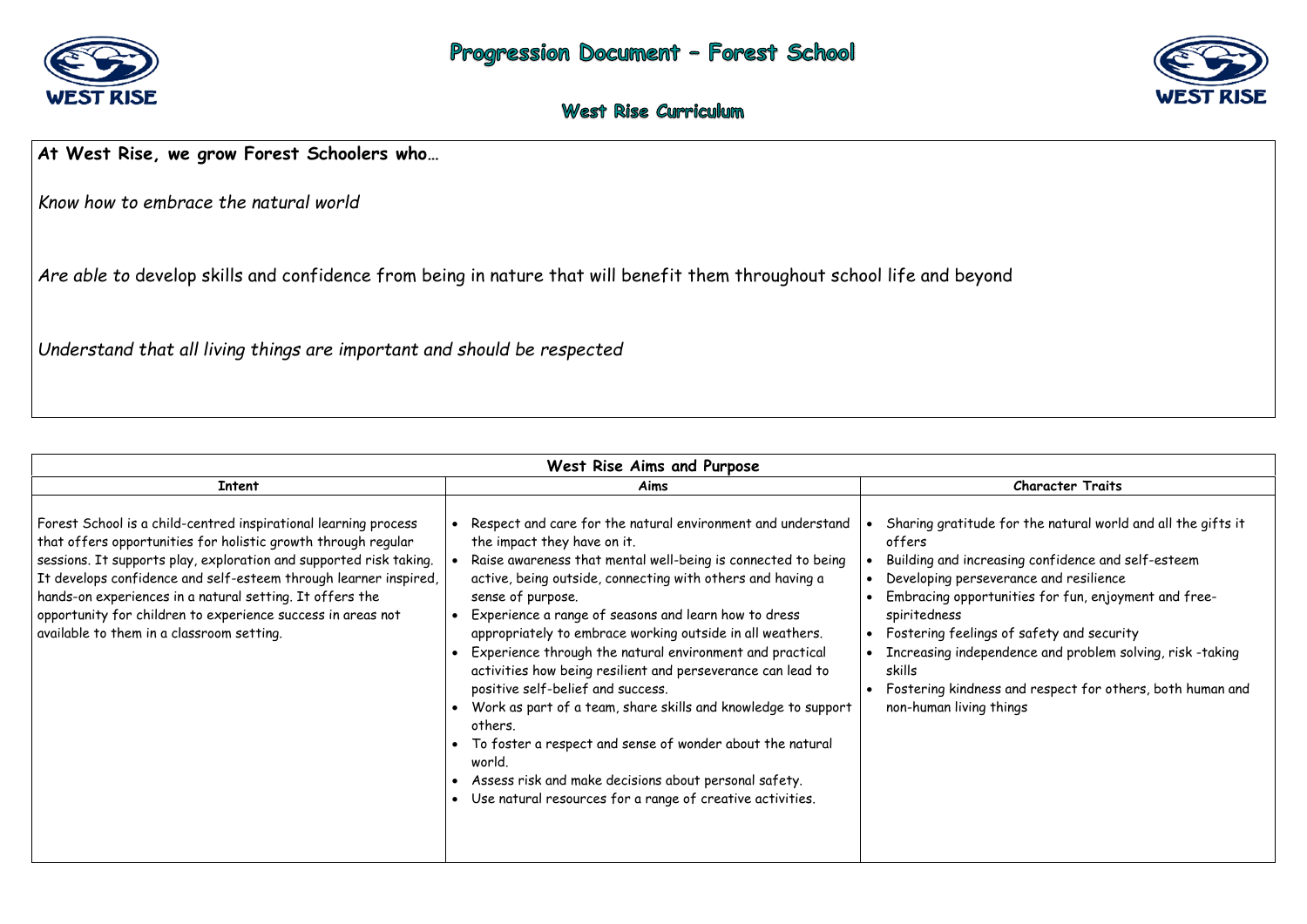# Progression Document – Forest School

## West Rise Curriculum

**At West Rise, we grow Forest Schoolers who…**

*Know how to embrace the natural world*

*Are able to* develop skills and confidence from being in nature that will benefit them throughout school life and beyond

*Understand that all living things are important and should be respected*

| West Rise Aims and Purpose | | |
|---|---|---|
| **Intent** | **Aims** | **Character Traits** |
| Forest School is a child-centred inspirational learning process that offers opportunities for holistic growth through regular sessions. It supports play, exploration and supported risk taking. It develops confidence and self-esteem through learner inspired, hands-on experiences in a natural setting. It offers the opportunity for children to experience success in areas not available to them in a classroom setting. | • Respect and care for the natural environment and understand the impact they have on it.<br>• Raise awareness that mental well-being is connected to being active, being outside, connecting with others and having a sense of purpose.<br>• Experience a range of seasons and learn how to dress appropriately to embrace working outside in all weathers.<br>• Experience through the natural environment and practical activities how being resilient and perseverance can lead to positive self-belief and success.<br>• Work as part of a team, share skills and knowledge to support others.<br>• To foster a respect and sense of wonder about the natural world.<br>• Assess risk and make decisions about personal safety.<br>• Use natural resources for a range of creative activities. | • Sharing gratitude for the natural world and all the gifts it offers<br>• Building and increasing confidence and self-esteem<br>• Developing perseverance and resilience<br>• Embracing opportunities for fun, enjoyment and free-spiritedness<br>• Fostering feelings of safety and security<br>• Increasing independence and problem solving, risk -taking skills<br>• Fostering kindness and respect for others, both human and non-human living things |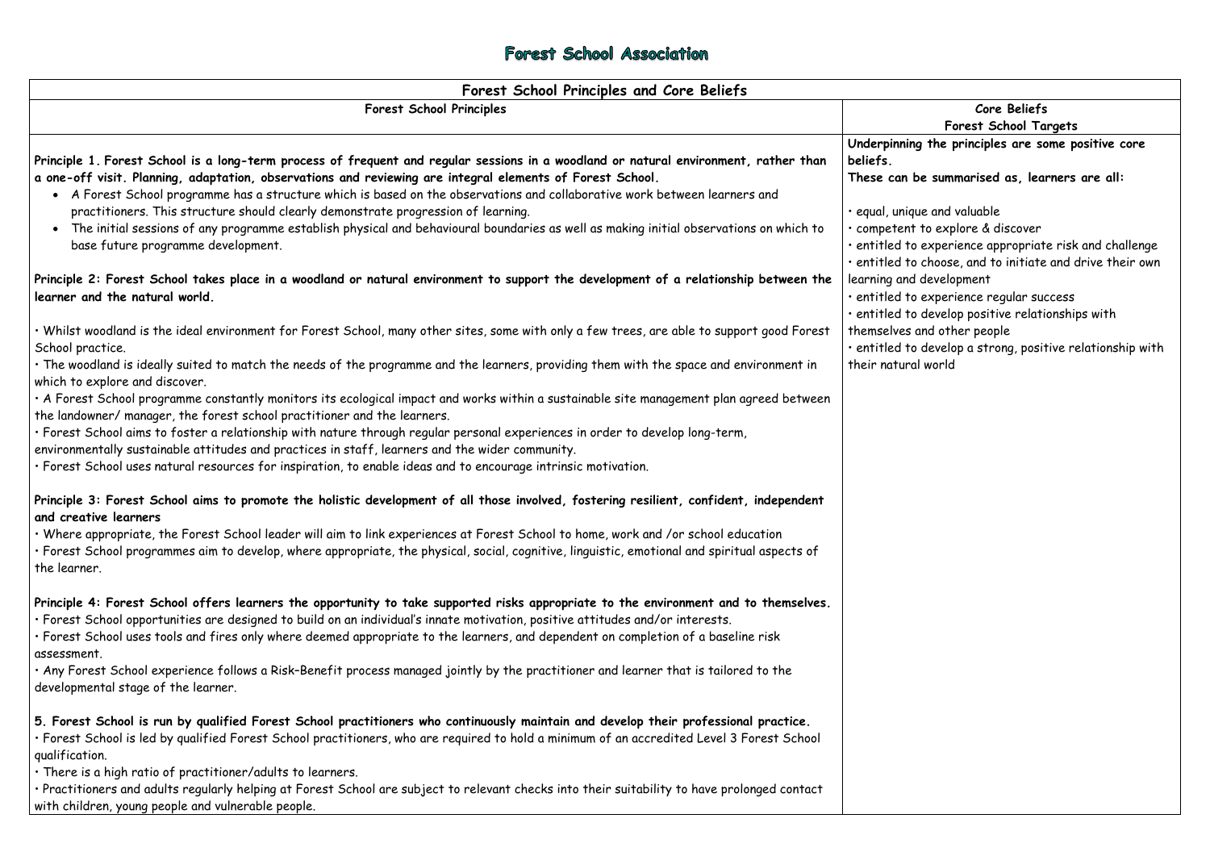# Forest School Association

| Forest School Principles and Core Beliefs | |
|---|---|
| **Forest School Principles** | **Core Beliefs**<br>**Forest School Targets** |
| **Principle 1. Forest School is a long-term process of frequent and regular sessions in a woodland or natural environment, rather than a one-off visit. Planning, adaptation, observations and reviewing are integral elements of Forest School.**<br>• A Forest School programme has a structure which is based on the observations and collaborative work between learners and practitioners. This structure should clearly demonstrate progression of learning.<br>• The initial sessions of any programme establish physical and behavioural boundaries as well as making initial observations on which to base future programme development.<br><br>**Principle 2: Forest School takes place in a woodland or natural environment to support the development of a relationship between the learner and the natural world.**<br><br>• Whilst woodland is the ideal environment for Forest School, many other sites, some with only a few trees, are able to support good Forest School practice.<br>• The woodland is ideally suited to match the needs of the programme and the learners, providing them with the space and environment in which to explore and discover.<br>• A Forest School programme constantly monitors its ecological impact and works within a sustainable site management plan agreed between the landowner/ manager, the forest school practitioner and the learners.<br>• Forest School aims to foster a relationship with nature through regular personal experiences in order to develop long-term, environmentally sustainable attitudes and practices in staff, learners and the wider community.<br>• Forest School uses natural resources for inspiration, to enable ideas and to encourage intrinsic motivation.<br><br>**Principle 3: Forest School aims to promote the holistic development of all those involved, fostering resilient, confident, independent and creative learners**<br>• Where appropriate, the Forest School leader will aim to link experiences at Forest School to home, work and /or school education<br>• Forest School programmes aim to develop, where appropriate, the physical, social, cognitive, linguistic, emotional and spiritual aspects of the learner.<br><br>**Principle 4: Forest School offers learners the opportunity to take supported risks appropriate to the environment and to themselves.**<br>• Forest School opportunities are designed to build on an individual's innate motivation, positive attitudes and/or interests.<br>• Forest School uses tools and fires only where deemed appropriate to the learners, and dependent on completion of a baseline risk assessment.<br>• Any Forest School experience follows a Risk–Benefit process managed jointly by the practitioner and learner that is tailored to the developmental stage of the learner.<br><br>**5. Forest School is run by qualified Forest School practitioners who continuously maintain and develop their professional practice.**<br>• Forest School is led by qualified Forest School practitioners, who are required to hold a minimum of an accredited Level 3 Forest School qualification.<br>• There is a high ratio of practitioner/adults to learners.<br>• Practitioners and adults regularly helping at Forest School are subject to relevant checks into their suitability to have prolonged contact with children, young people and vulnerable people. | **Underpinning the principles are some positive core beliefs.**<br>**These can be summarised as, learners are all:**<br><br>• equal, unique and valuable<br>• competent to explore & discover<br>• entitled to experience appropriate risk and challenge<br>• entitled to choose, and to initiate and drive their own learning and development<br>• entitled to experience regular success<br>• entitled to develop positive relationships with themselves and other people<br>• entitled to develop a strong, positive relationship with their natural world |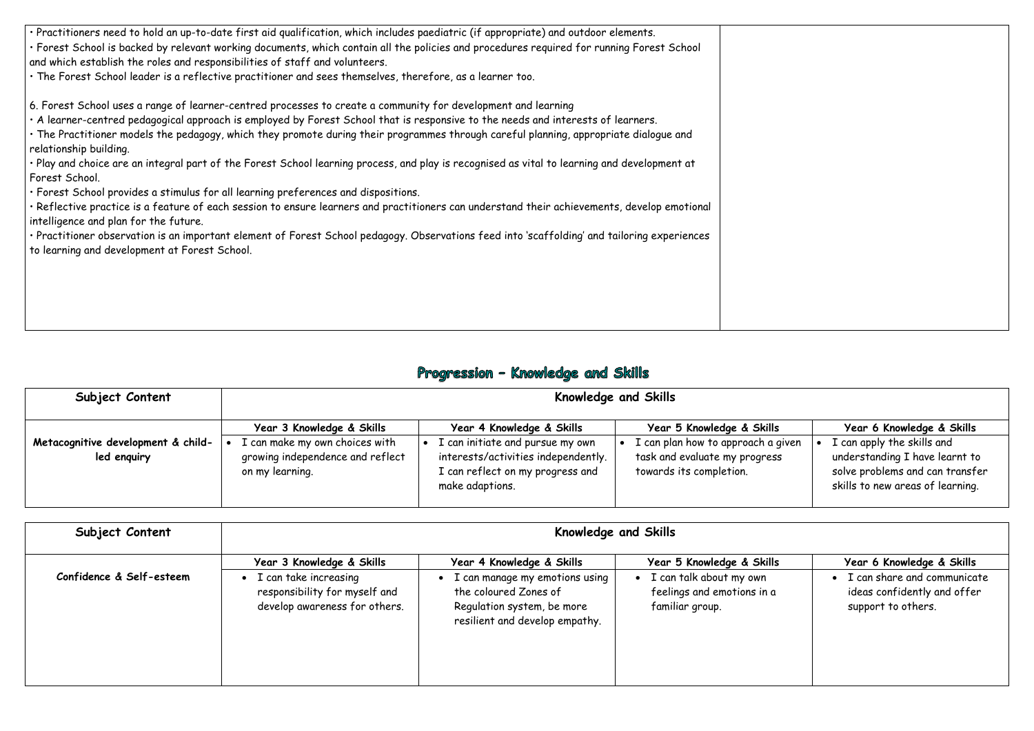• Practitioners need to hold an up-to-date first aid qualification, which includes paediatric (if appropriate) and outdoor elements.
• Forest School is backed by relevant working documents, which contain all the policies and procedures required for running Forest School and which establish the roles and responsibilities of staff and volunteers.
• The Forest School leader is a reflective practitioner and sees themselves, therefore, as a learner too.

6. Forest School uses a range of learner-centred processes to create a community for development and learning
• A learner-centred pedagogical approach is employed by Forest School that is responsive to the needs and interests of learners.
• The Practitioner models the pedagogy, which they promote during their programmes through careful planning, appropriate dialogue and relationship building.
• Play and choice are an integral part of the Forest School learning process, and play is recognised as vital to learning and development at Forest School.
• Forest School provides a stimulus for all learning preferences and dispositions.
• Reflective practice is a feature of each session to ensure learners and practitioners can understand their achievements, develop emotional intelligence and plan for the future.
• Practitioner observation is an important element of Forest School pedagogy. Observations feed into 'scaffolding' and tailoring experiences to learning and development at Forest School.

## Progression – Knowledge and Skills

| Subject Content | Knowledge and Skills | | | |
|---|---|---|---|---|
| | **Year 3 Knowledge & Skills** | **Year 4 Knowledge & Skills** | **Year 5 Knowledge & Skills** | **Year 6 Knowledge & Skills** |
| **Metacognitive development & child-led enquiry** | • I can make my own choices with growing independence and reflect on my learning. | • I can initiate and pursue my own interests/activities independently. I can reflect on my progress and make adaptions. | • I can plan how to approach a given task and evaluate my progress towards its completion. | • I can apply the skills and understanding I have learnt to solve problems and can transfer skills to new areas of learning. |

| Subject Content | Knowledge and Skills | | | |
|---|---|---|---|---|
| | **Year 3 Knowledge & Skills** | **Year 4 Knowledge & Skills** | **Year 5 Knowledge & Skills** | **Year 6 Knowledge & Skills** |
| **Confidence & Self-esteem** | • I can take increasing responsibility for myself and develop awareness for others. | • I can manage my emotions using the coloured Zones of Regulation system, be more resilient and develop empathy. | • I can talk about my own feelings and emotions in a familiar group. | • I can share and communicate ideas confidently and offer support to others. |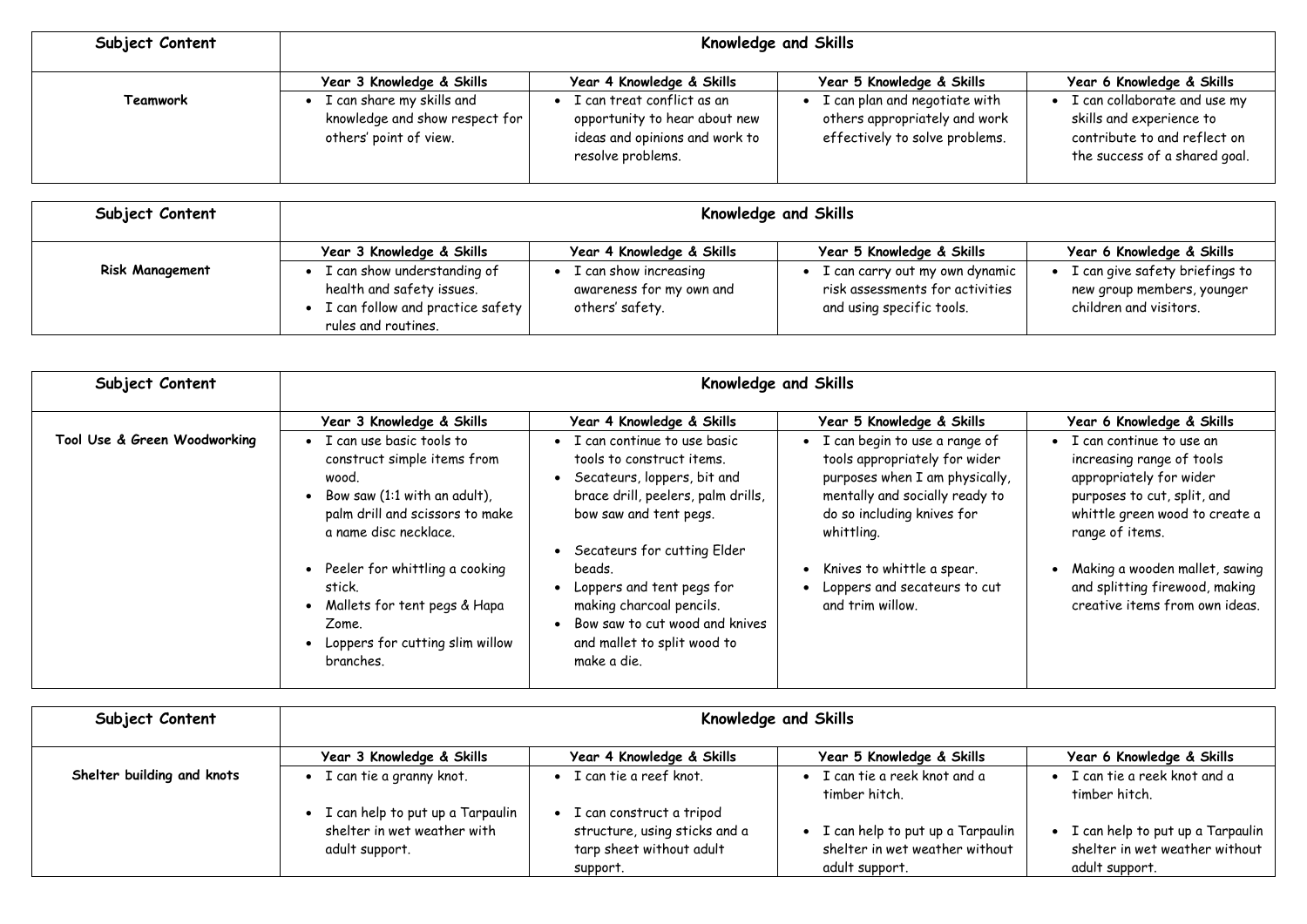| Subject Content | Knowledge and Skills | | | |
|---|---|---|---|---|
| | Year 3 Knowledge & Skills | Year 4 Knowledge & Skills | Year 5 Knowledge & Skills | Year 6 Knowledge & Skills |
| Teamwork | • I can share my skills and knowledge and show respect for others' point of view. | • I can treat conflict as an opportunity to hear about new ideas and opinions and work to resolve problems. | • I can plan and negotiate with others appropriately and work effectively to solve problems. | • I can collaborate and use my skills and experience to contribute to and reflect on the success of a shared goal. |

| Subject Content | Knowledge and Skills | | | |
|---|---|---|---|---|
| | Year 3 Knowledge & Skills | Year 4 Knowledge & Skills | Year 5 Knowledge & Skills | Year 6 Knowledge & Skills |
| Risk Management | • I can show understanding of health and safety issues.<br>• I can follow and practice safety rules and routines. | • I can show increasing awareness for my own and others' safety. | • I can carry out my own dynamic risk assessments for activities and using specific tools. | • I can give safety briefings to new group members, younger children and visitors. |

| Subject Content | Knowledge and Skills | | | |
|---|---|---|---|---|
| | Year 3 Knowledge & Skills | Year 4 Knowledge & Skills | Year 5 Knowledge & Skills | Year 6 Knowledge & Skills |
| Tool Use & Green Woodworking | • I can use basic tools to construct simple items from wood.<br>• Bow saw (1:1 with an adult), palm drill and scissors to make a name disc necklace.<br>• Peeler for whittling a cooking stick.<br>• Mallets for tent pegs & Hapa Zome.<br>• Loppers for cutting slim willow branches. | • I can continue to use basic tools to construct items.<br>• Secateurs, loppers, bit and brace drill, peelers, palm drills, bow saw and tent pegs.<br>• Secateurs for cutting Elder beads.<br>• Loppers and tent pegs for making charcoal pencils.<br>• Bow saw to cut wood and knives and mallet to split wood to make a die. | • I can begin to use a range of tools appropriately for wider purposes when I am physically, mentally and socially ready to do so including knives for whittling.<br>• Knives to whittle a spear.<br>• Loppers and secateurs to cut and trim willow. | • I can continue to use an increasing range of tools appropriately for wider purposes to cut, split, and whittle green wood to create a range of items.<br>• Making a wooden mallet, sawing and splitting firewood, making creative items from own ideas. |

| Subject Content | Knowledge and Skills | | | |
|---|---|---|---|---|
| | Year 3 Knowledge & Skills | Year 4 Knowledge & Skills | Year 5 Knowledge & Skills | Year 6 Knowledge & Skills |
| Shelter building and knots | • I can tie a granny knot.<br>• I can help to put up a Tarpaulin shelter in wet weather with adult support. | • I can tie a reef knot.<br>• I can construct a tripod structure, using sticks and a tarp sheet without adult support. | • I can tie a reek knot and a timber hitch.<br>• I can help to put up a Tarpaulin shelter in wet weather without adult support. | • I can tie a reek knot and a timber hitch.<br>• I can help to put up a Tarpaulin shelter in wet weather without adult support. |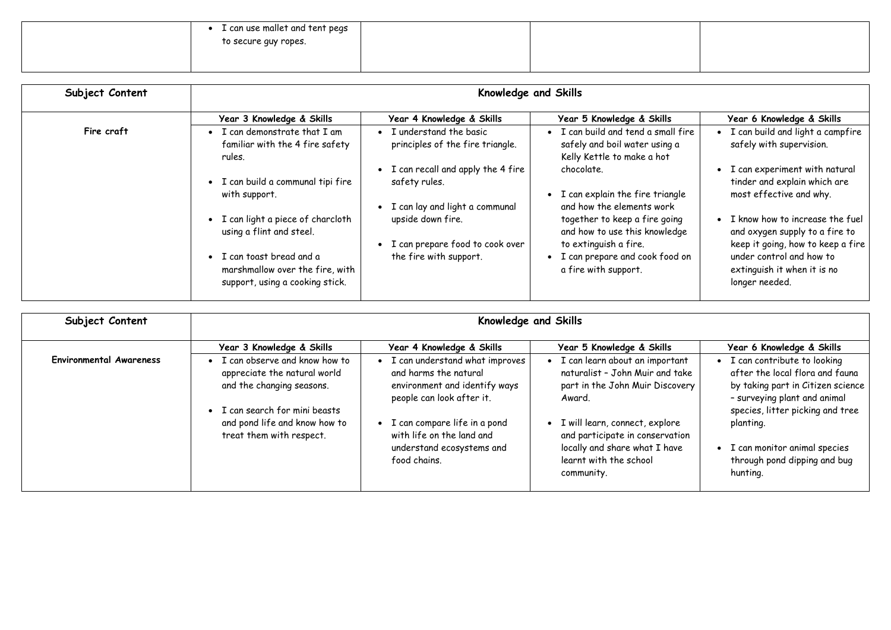| | | | | |
|---|---|---|---|---|
| | • I can use mallet and tent pegs to secure guy ropes. | | | |

| Subject Content | Knowledge and Skills | | | |
|---|---|---|---|---|
| | **Year 3 Knowledge & Skills** | **Year 4 Knowledge & Skills** | **Year 5 Knowledge & Skills** | **Year 6 Knowledge & Skills** |
| **Fire craft** | • I can demonstrate that I am familiar with the 4 fire safety rules.<br><br>• I can build a communal tipi fire with support.<br><br>• I can light a piece of charcloth using a flint and steel.<br><br>• I can toast bread and a marshmallow over the fire, with support, using a cooking stick. | • I understand the basic principles of the fire triangle.<br><br>• I can recall and apply the 4 fire safety rules.<br><br>• I can lay and light a communal upside down fire.<br><br>• I can prepare food to cook over the fire with support. | • I can build and tend a small fire safely and boil water using a Kelly Kettle to make a hot chocolate.<br><br>• I can explain the fire triangle and how the elements work together to keep a fire going and how to use this knowledge to extinguish a fire.<br>• I can prepare and cook food on a fire with support. | • I can build and light a campfire safely with supervision.<br><br>• I can experiment with natural tinder and explain which are most effective and why.<br><br>• I know how to increase the fuel and oxygen supply to a fire to keep it going, how to keep a fire under control and how to extinguish it when it is no longer needed. |

| Subject Content | Knowledge and Skills | | | |
|---|---|---|---|---|
| | **Year 3 Knowledge & Skills** | **Year 4 Knowledge & Skills** | **Year 5 Knowledge & Skills** | **Year 6 Knowledge & Skills** |
| **Environmental Awareness** | • I can observe and know how to appreciate the natural world and the changing seasons.<br><br>• I can search for mini beasts and pond life and know how to treat them with respect. | • I can understand what improves and harms the natural environment and identify ways people can look after it.<br><br>• I can compare life in a pond with life on the land and understand ecosystems and food chains. | • I can learn about an important naturalist – John Muir and take part in the John Muir Discovery Award.<br><br>• I will learn, connect, explore and participate in conservation locally and share what I have learnt with the school community. | • I can contribute to looking after the local flora and fauna by taking part in Citizen science – surveying plant and animal species, litter picking and tree planting.<br><br>• I can monitor animal species through pond dipping and bug hunting. |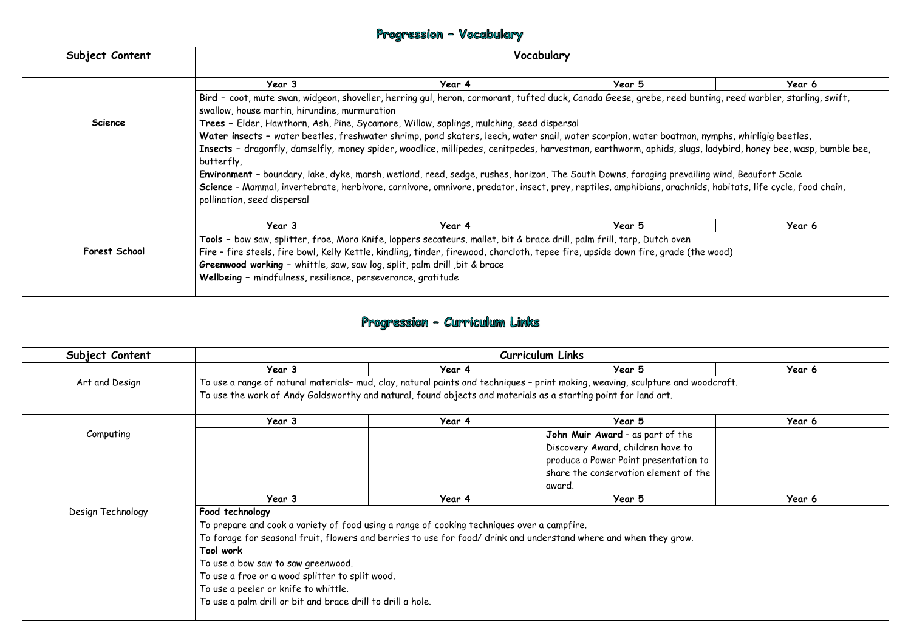## Progression – Vocabulary

| Subject Content | Vocabulary | | | |
|---|---|---|---|---|
| | Year 3 | Year 4 | Year 5 | Year 6 |
| Science | **Bird** – coot, mute swan, widgeon, shoveller, herring gul, heron, cormorant, tufted duck, Canada Geese, grebe, reed bunting, reed warbler, starling, swift, swallow, house martin, hirundine, murmuration<br>**Trees** – Elder, Hawthorn, Ash, Pine, Sycamore, Willow, saplings, mulching, seed dispersal<br>**Water insects** – water beetles, freshwater shrimp, pond skaters, leech, water snail, water scorpion, water boatman, nymphs, whirligig beetles,<br>**Insects** – dragonfly, damselfly, money spider, woodlice, millipedes, cenitpedes, harvestman, earthworm, aphids, slugs, ladybird, honey bee, wasp, bumble bee, butterfly,<br>**Environment** – boundary, lake, dyke, marsh, wetland, reed, sedge, rushes, horizon, The South Downs, foraging prevailing wind, Beaufort Scale<br>**Science** - Mammal, invertebrate, herbivore, carnivore, omnivore, predator, insect, prey, reptiles, amphibians, arachnids, habitats, life cycle, food chain, pollination, seed dispersal | | | |
| | Year 3 | Year 4 | Year 5 | Year 6 |
| Forest School | **Tools** – bow saw, splitter, froe, Mora Knife, loppers secateurs, mallet, bit & brace drill, palm frill, tarp, Dutch oven<br>**Fire** – fire steels, fire bowl, Kelly Kettle, kindling, tinder, firewood, charcloth, tepee fire, upside down fire, grade (the wood)<br>**Greenwood working** – whittle, saw, saw log, split, palm drill ,bit & brace<br>**Wellbeing** – mindfulness, resilience, perseverance, gratitude | | | |

## Progression – Curriculum Links

| Subject Content | Curriculum Links | | | |
|---|---|---|---|---|
| | Year 3 | Year 4 | Year 5 | Year 6 |
| Art and Design | To use a range of natural materials– mud, clay, natural paints and techniques – print making, weaving, sculpture and woodcraft.<br>To use the work of Andy Goldsworthy and natural, found objects and materials as a starting point for land art. | | | |
| | Year 3 | Year 4 | Year 5 | Year 6 |
| Computing | | | **John Muir Award** – as part of the Discovery Award, children have to produce a Power Point presentation to share the conservation element of the award. | |
| | Year 3 | Year 4 | Year 5 | Year 6 |
| Design Technology | **Food technology**<br>To prepare and cook a variety of food using a range of cooking techniques over a campfire.<br>To forage for seasonal fruit, flowers and berries to use for food/ drink and understand where and when they grow.<br>**Tool work**<br>To use a bow saw to saw greenwood.<br>To use a froe or a wood splitter to split wood.<br>To use a peeler or knife to whittle.<br>To use a palm drill or bit and brace drill to drill a hole. | | | |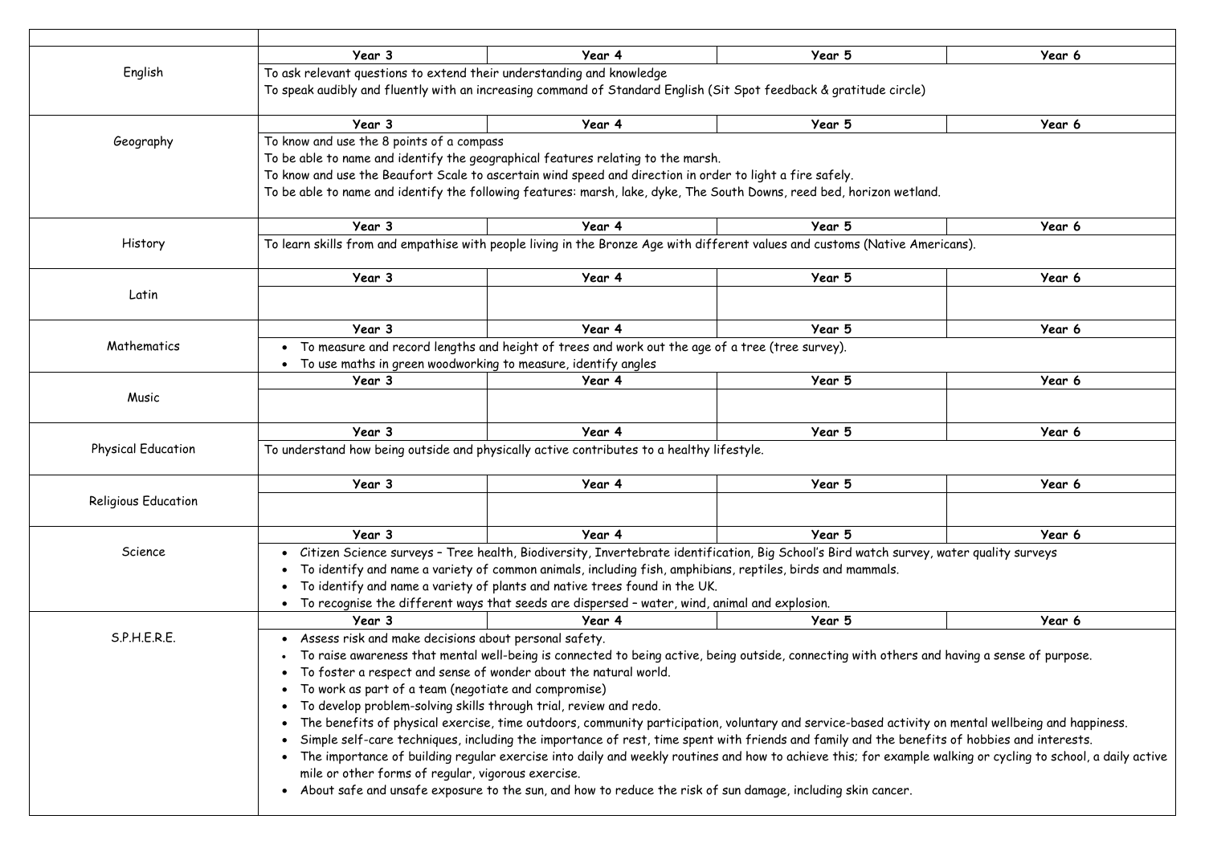| | | | | |
|---|---|---|---|---|
| English | Year 3 | Year 4 | Year 5 | Year 6 |
| | To ask relevant questions to extend their understanding and knowledge<br>To speak audibly and fluently with an increasing command of Standard English (Sit Spot feedback & gratitude circle) | | | |
| Geography | Year 3 | Year 4 | Year 5 | Year 6 |
| | To know and use the 8 points of a compass<br>To be able to name and identify the geographical features relating to the marsh.<br>To know and use the Beaufort Scale to ascertain wind speed and direction in order to light a fire safely.<br>To be able to name and identify the following features: marsh, lake, dyke, The South Downs, reed bed, horizon wetland. | | | |
| History | Year 3 | Year 4 | Year 5 | Year 6 |
| | To learn skills from and empathise with people living in the Bronze Age with different values and customs (Native Americans). | | | |
| Latin | Year 3 | Year 4 | Year 5 | Year 6 |
| | | | | |
| Mathematics | Year 3 | Year 4 | Year 5 | Year 6 |
| | • To measure and record lengths and height of trees and work out the age of a tree (tree survey).<br>• To use maths in green woodworking to measure, identify angles | | | |
| Music | Year 3 | Year 4 | Year 5 | Year 6 |
| | | | | |
| Physical Education | Year 3 | Year 4 | Year 5 | Year 6 |
| | To understand how being outside and physically active contributes to a healthy lifestyle. | | | |
| Religious Education | Year 3 | Year 4 | Year 5 | Year 6 |
| | | | | |
| Science | Year 3 | Year 4 | Year 5 | Year 6 |
| | • Citizen Science surveys – Tree health, Biodiversity, Invertebrate identification, Big School's Bird watch survey, water quality surveys<br>• To identify and name a variety of common animals, including fish, amphibians, reptiles, birds and mammals.<br>• To identify and name a variety of plants and native trees found in the UK.<br>• To recognise the different ways that seeds are dispersed – water, wind, animal and explosion. | | | |
| S.P.H.E.R.E. | Year 3 | Year 4 | Year 5 | Year 6 |
| | • Assess risk and make decisions about personal safety.<br>• To raise awareness that mental well-being is connected to being active, being outside, connecting with others and having a sense of purpose.<br>• To foster a respect and sense of wonder about the natural world.<br>• To work as part of a team (negotiate and compromise)<br>• To develop problem-solving skills through trial, review and redo.<br>• The benefits of physical exercise, time outdoors, community participation, voluntary and service-based activity on mental wellbeing and happiness.<br>• Simple self-care techniques, including the importance of rest, time spent with friends and family and the benefits of hobbies and interests.<br>• The importance of building regular exercise into daily and weekly routines and how to achieve this; for example walking or cycling to school, a daily active mile or other forms of regular, vigorous exercise.<br>• About safe and unsafe exposure to the sun, and how to reduce the risk of sun damage, including skin cancer. | | | |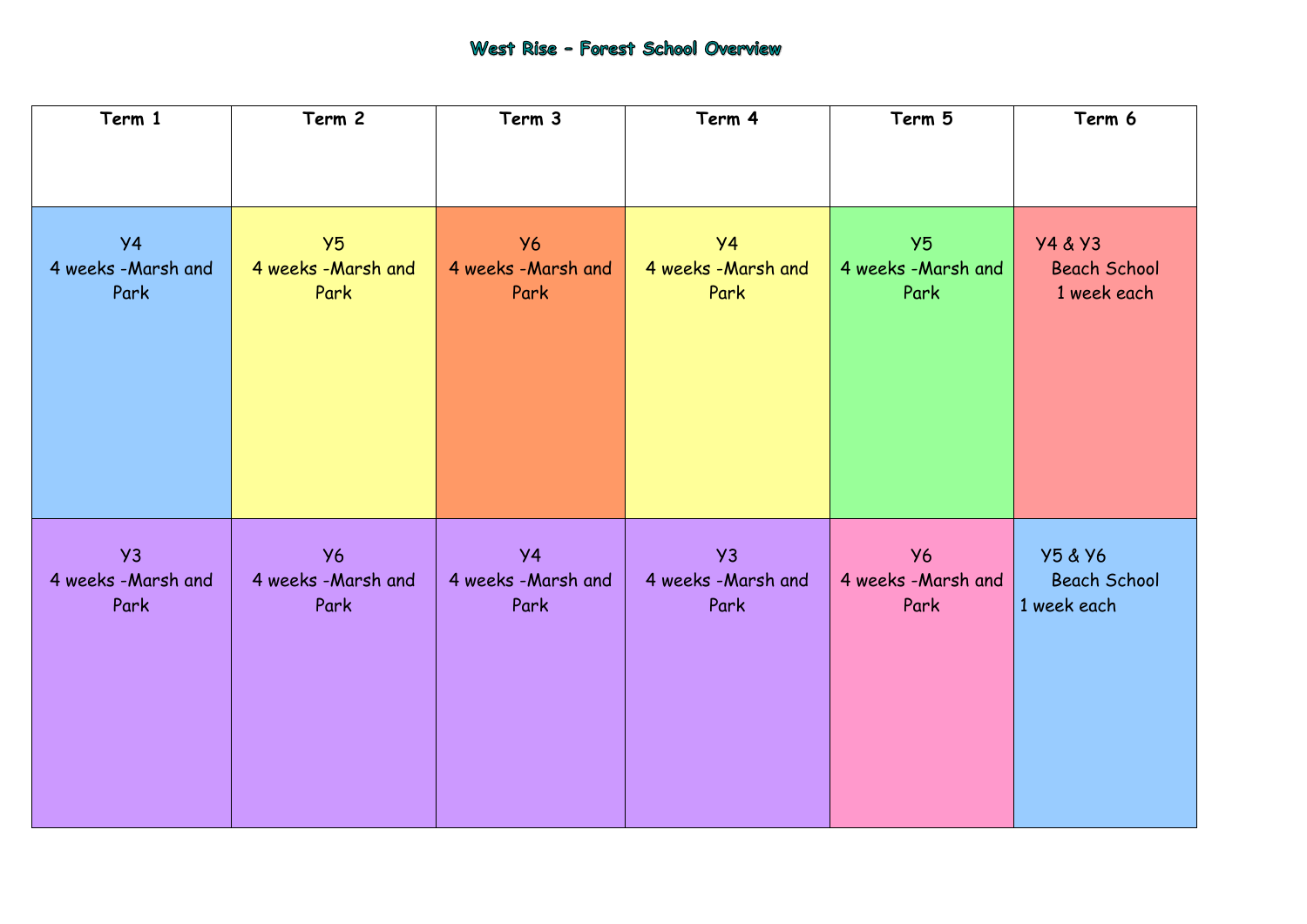# West Rise - Forest School Overview

| Term 1 | Term 2 | Term 3 | Term 4 | Term 5 | Term 6 |
|---|---|---|---|---|---|
| Y4 4 weeks -Marsh and Park | Y5 4 weeks -Marsh and Park | Y6 4 weeks -Marsh and Park | Y4 4 weeks -Marsh and Park | Y5 4 weeks -Marsh and Park | Y4 & Y3 Beach School 1 week each |
| Y3 4 weeks -Marsh and Park | Y6 4 weeks -Marsh and Park | Y4 4 weeks -Marsh and Park | Y3 4 weeks -Marsh and Park | Y6 4 weeks -Marsh and Park | Y5 & Y6 Beach School 1 week each |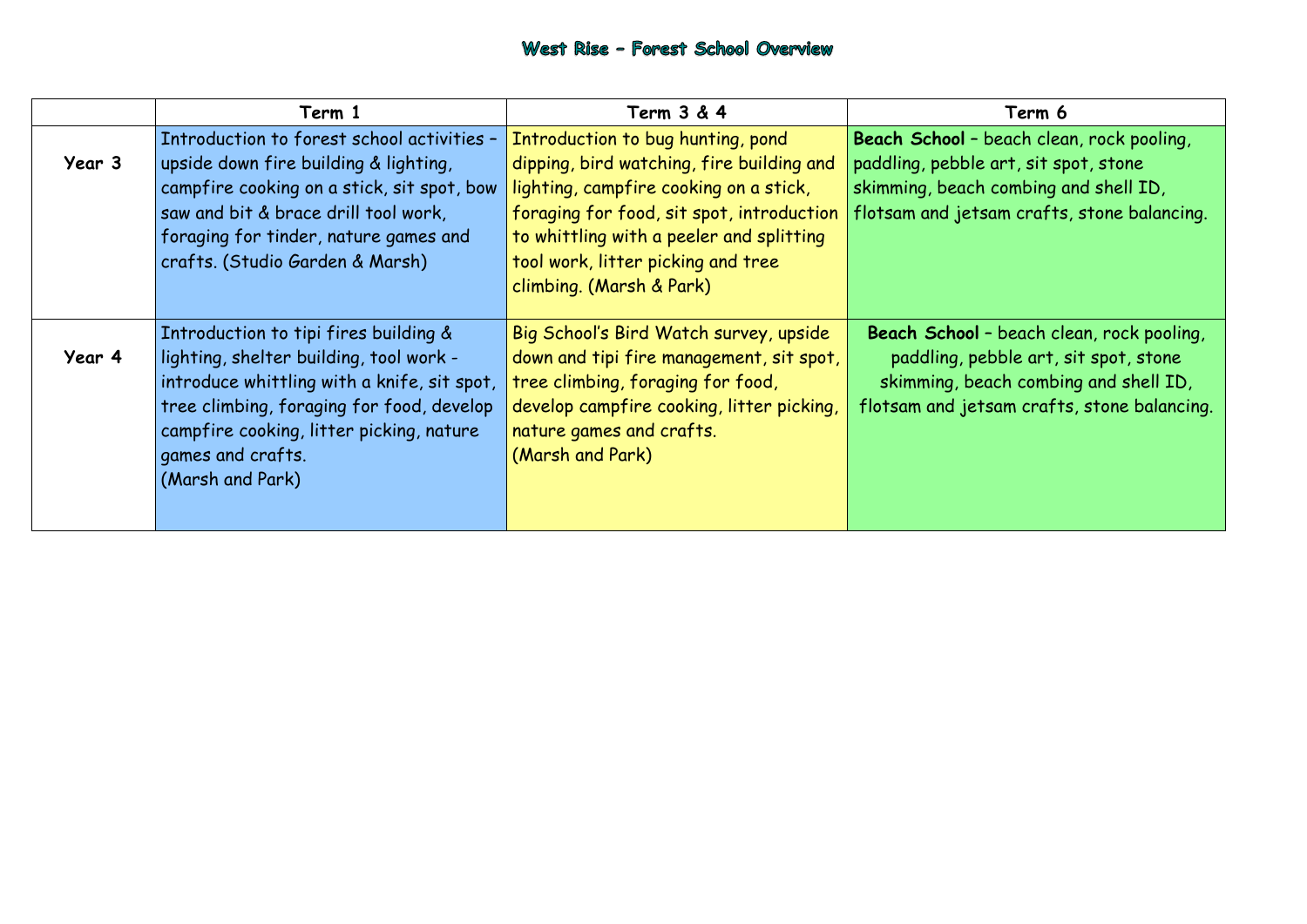# West Rise – Forest School Overview

| | Term 1 | Term 3 & 4 | Term 6 |
|---|---|---|---|
| Year 3 | Introduction to forest school activities – upside down fire building & lighting, campfire cooking on a stick, sit spot, bow saw and bit & brace drill tool work, foraging for tinder, nature games and crafts. (Studio Garden & Marsh) | Introduction to bug hunting, pond dipping, bird watching, fire building and lighting, campfire cooking on a stick, foraging for food, sit spot, introduction to whittling with a peeler and splitting tool work, litter picking and tree climbing. (Marsh & Park) | **Beach School** – beach clean, rock pooling, paddling, pebble art, sit spot, stone skimming, beach combing and shell ID, flotsam and jetsam crafts, stone balancing. |
| Year 4 | Introduction to tipi fires building & lighting, shelter building, tool work - introduce whittling with a knife, sit spot, tree climbing, foraging for food, develop campfire cooking, litter picking, nature games and crafts. (Marsh and Park) | Big School's Bird Watch survey, upside down and tipi fire management, sit spot, tree climbing, foraging for food, develop campfire cooking, litter picking, nature games and crafts. (Marsh and Park) | **Beach School** – beach clean, rock pooling, paddling, pebble art, sit spot, stone skimming, beach combing and shell ID, flotsam and jetsam crafts, stone balancing. |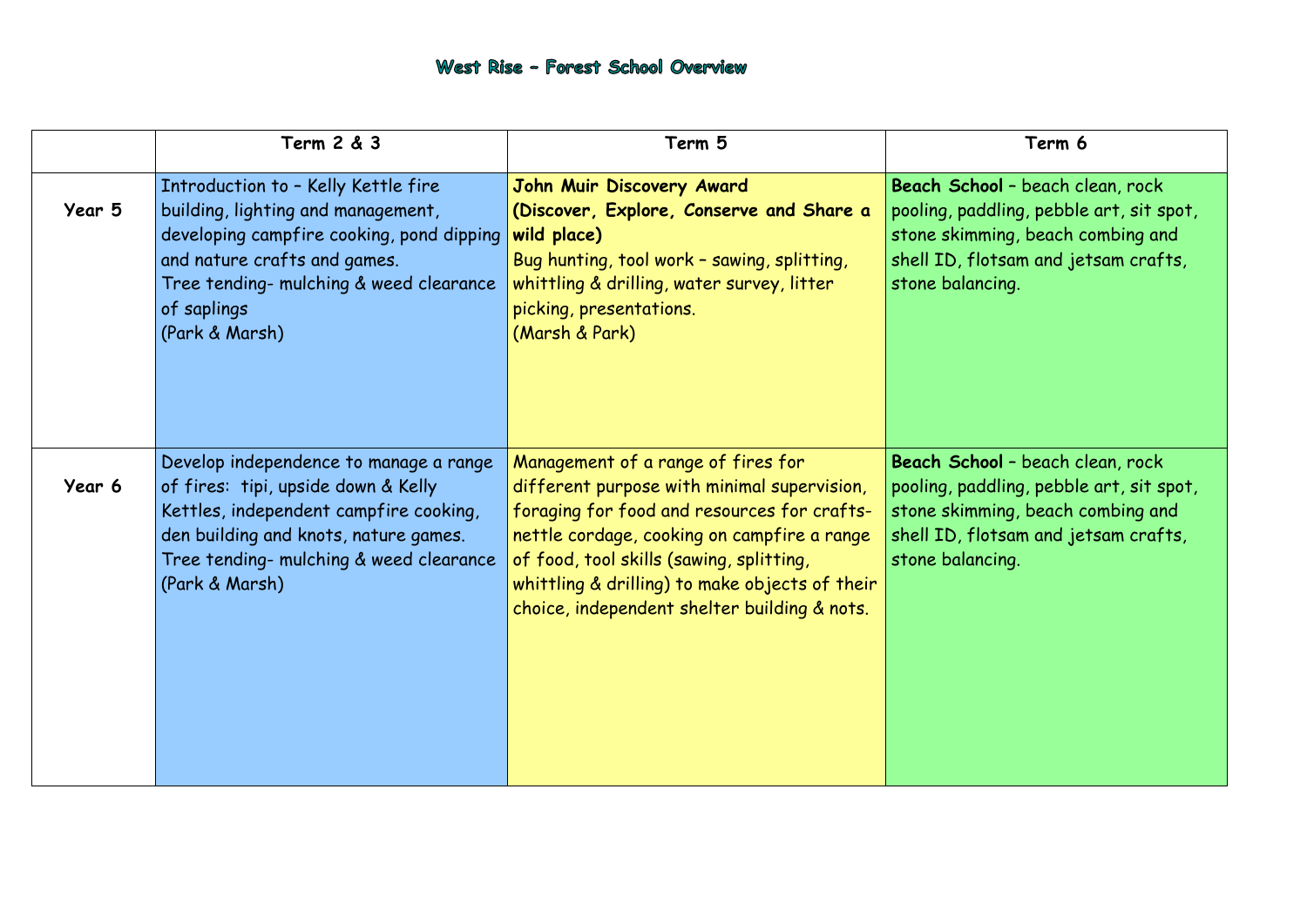# West Rise – Forest School Overview

| | Term 2 & 3 | Term 5 | Term 6 |
|---|---|---|---|
| **Year 5** | Introduction to – Kelly Kettle fire building, lighting and management, developing campfire cooking, pond dipping and nature crafts and games.<br>Tree tending- mulching & weed clearance of saplings<br>(Park & Marsh) | **John Muir Discovery Award (Discover, Explore, Conserve and Share a wild place)**<br>Bug hunting, tool work – sawing, splitting, whittling & drilling, water survey, litter picking, presentations.<br>(Marsh & Park) | **Beach School** – beach clean, rock pooling, paddling, pebble art, sit spot, stone skimming, beach combing and shell ID, flotsam and jetsam crafts, stone balancing. |
| **Year 6** | Develop independence to manage a range of fires: tipi, upside down & Kelly Kettles, independent campfire cooking, den building and knots, nature games.<br>Tree tending- mulching & weed clearance<br>(Park & Marsh) | Management of a range of fires for different purpose with minimal supervision, foraging for food and resources for crafts- nettle cordage, cooking on campfire a range of food, tool skills (sawing, splitting, whittling & drilling) to make objects of their choice, independent shelter building & nots. | **Beach School** – beach clean, rock pooling, paddling, pebble art, sit spot, stone skimming, beach combing and shell ID, flotsam and jetsam crafts, stone balancing. |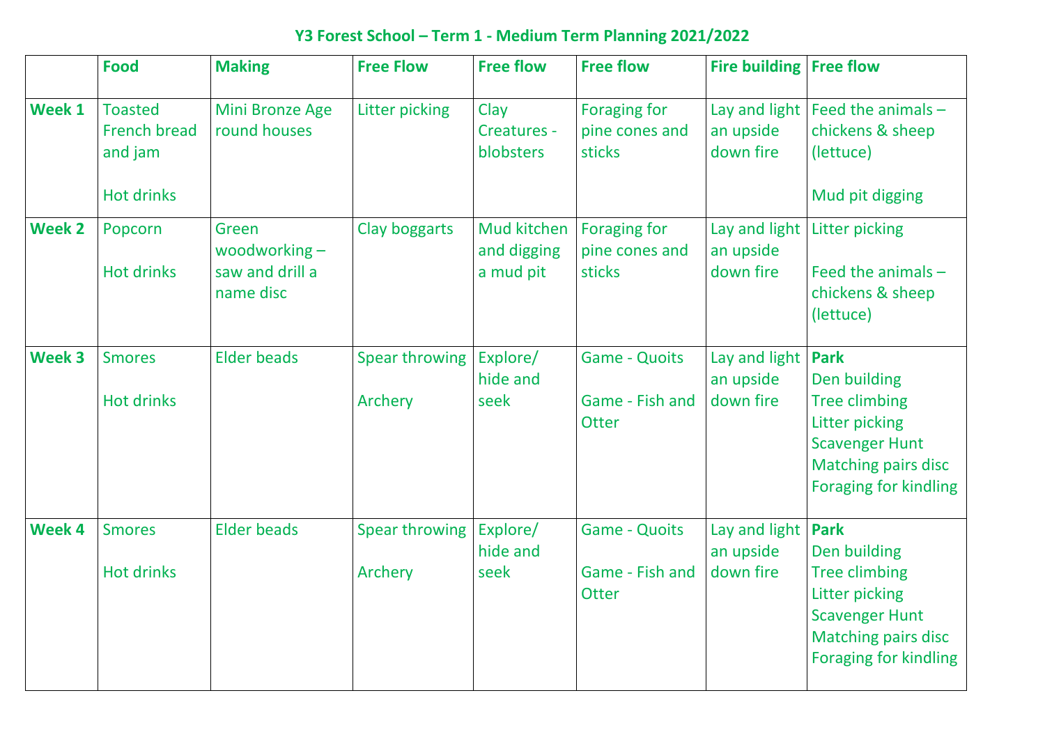# Y3 Forest School – Term 1 - Medium Term Planning 2021/2022

| | Food | Making | Free Flow | Free flow | Free flow | Fire building | Free flow |
|---|---|---|---|---|---|---|---|
| **Week 1** | Toasted French bread and jam<br><br>Hot drinks | Mini Bronze Age round houses | Litter picking | Clay Creatures - blobsters | Foraging for pine cones and sticks | Lay and light an upside down fire | Feed the animals – chickens & sheep (lettuce)<br><br>Mud pit digging |
| **Week 2** | Popcorn<br><br>Hot drinks | Green woodworking – saw and drill a name disc | Clay boggarts | Mud kitchen and digging a mud pit | Foraging for pine cones and sticks | Lay and light an upside down fire | Litter picking<br><br>Feed the animals – chickens & sheep (lettuce) |
| **Week 3** | Smores<br><br>Hot drinks | Elder beads | Spear throwing<br><br>Archery | Explore/ hide and seek | Game - Quoits<br><br>Game - Fish and Otter | Lay and light an upside down fire | **Park**<br>Den building<br>Tree climbing<br>Litter picking<br>Scavenger Hunt<br>Matching pairs disc<br>Foraging for kindling |
| **Week 4** | Smores<br><br>Hot drinks | Elder beads | Spear throwing<br><br>Archery | Explore/ hide and seek | Game - Quoits<br><br>Game - Fish and Otter | Lay and light an upside down fire | **Park**<br>Den building<br>Tree climbing<br>Litter picking<br>Scavenger Hunt<br>Matching pairs disc<br>Foraging for kindling |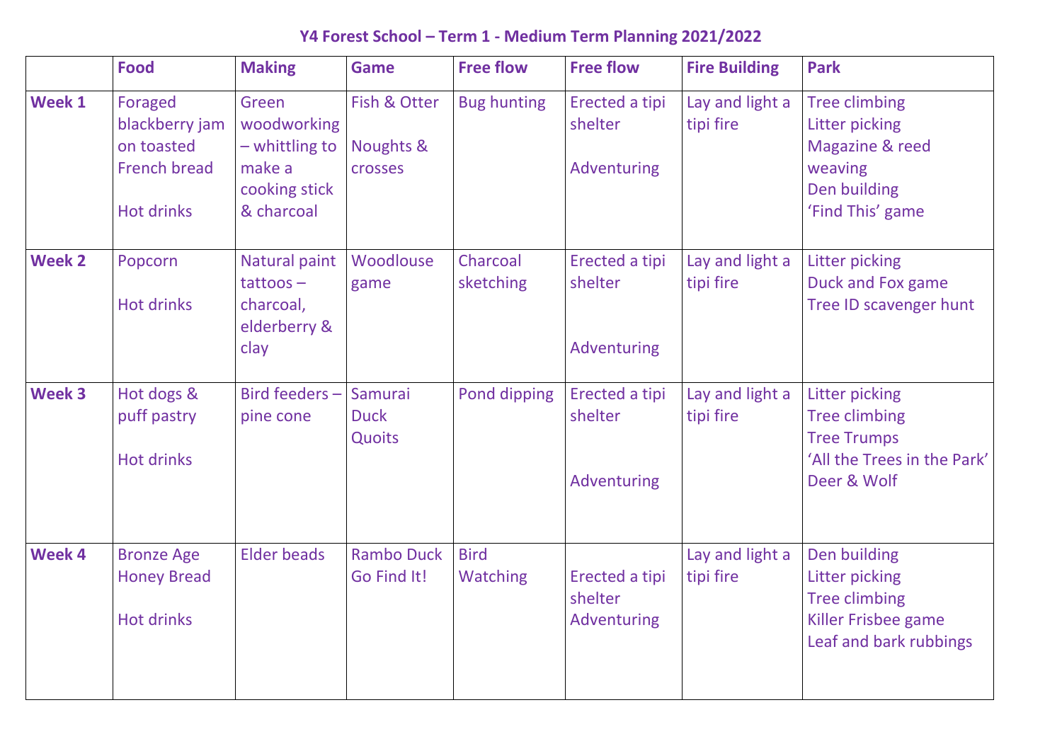# Y4 Forest School – Term 1 - Medium Term Planning 2021/2022

| | Food | Making | Game | Free flow | Free flow | Fire Building | Park |
|---|---|---|---|---|---|---|---|
| **Week 1** | Foraged blackberry jam on toasted French bread<br><br>Hot drinks | Green woodworking – whittling to make a cooking stick & charcoal | Fish & Otter<br><br>Noughts & crosses | Bug hunting | Erected a tipi shelter<br><br>Adventuring | Lay and light a tipi fire | Tree climbing<br>Litter picking<br>Magazine & reed weaving<br>Den building<br>'Find This' game |
| **Week 2** | Popcorn<br><br>Hot drinks | Natural paint tattoos – charcoal, elderberry & clay | Woodlouse game | Charcoal sketching | Erected a tipi shelter<br><br>Adventuring | Lay and light a tipi fire | Litter picking<br>Duck and Fox game<br>Tree ID scavenger hunt |
| **Week 3** | Hot dogs & puff pastry<br><br>Hot drinks | Bird feeders – pine cone | Samurai Duck<br>Quoits | Pond dipping | Erected a tipi shelter<br><br>Adventuring | Lay and light a tipi fire | Litter picking<br>Tree climbing<br>Tree Trumps<br>'All the Trees in the Park'<br>Deer & Wolf |
| **Week 4** | Bronze Age Honey Bread<br><br>Hot drinks | Elder beads | Rambo Duck<br>Go Find It! | Bird Watching | Erected a tipi shelter<br>Adventuring | Lay and light a tipi fire | Den building<br>Litter picking<br>Tree climbing<br>Killer Frisbee game<br>Leaf and bark rubbings |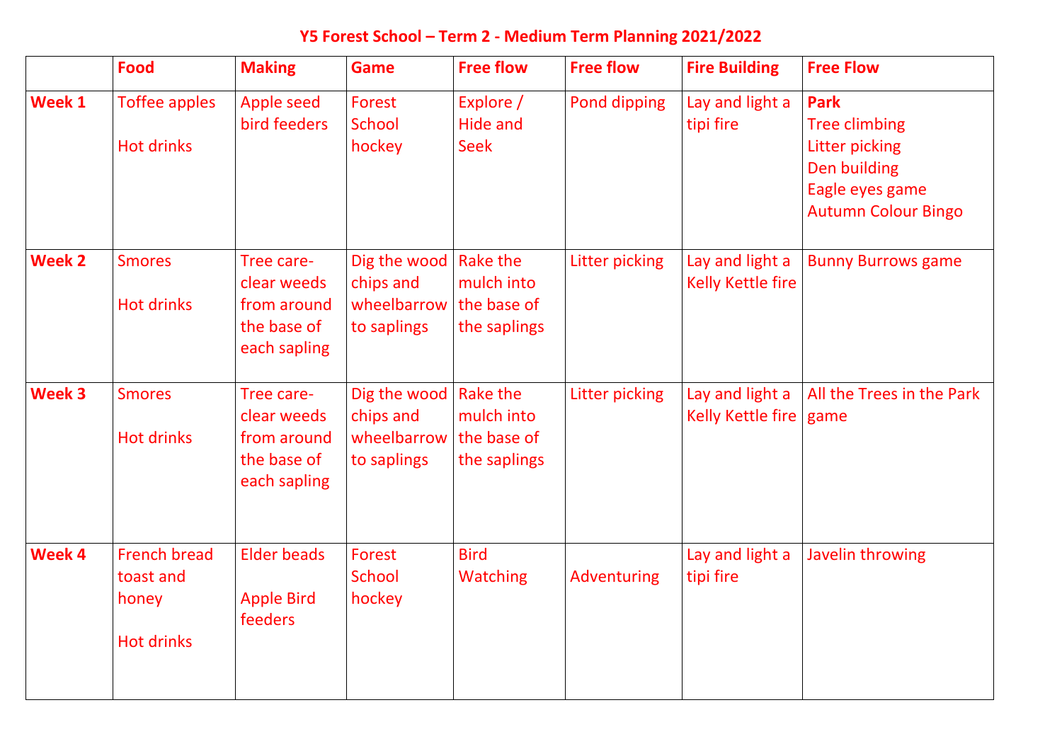# Y5 Forest School – Term 2 - Medium Term Planning 2021/2022

| | Food | Making | Game | Free flow | Free flow | Fire Building | Free Flow |
|---|---|---|---|---|---|---|---|
| **Week 1** | Toffee apples<br><br>Hot drinks | Apple seed bird feeders | Forest School hockey | Explore / Hide and Seek | Pond dipping | Lay and light a tipi fire | **Park**<br>Tree climbing<br>Litter picking<br>Den building<br>Eagle eyes game<br>Autumn Colour Bingo |
| **Week 2** | Smores<br><br>Hot drinks | Tree care- clear weeds from around the base of each sapling | Dig the wood chips and wheelbarrow to saplings | Rake the mulch into the base of the saplings | Litter picking | Lay and light a Kelly Kettle fire | Bunny Burrows game |
| **Week 3** | Smores<br><br>Hot drinks | Tree care- clear weeds from around the base of each sapling | Dig the wood chips and wheelbarrow to saplings | Rake the mulch into the base of the saplings | Litter picking | Lay and light a Kelly Kettle fire | All the Trees in the Park game |
| **Week 4** | French bread toast and honey<br><br>Hot drinks | Elder beads<br><br>Apple Bird feeders | Forest School hockey | Bird Watching | Adventuring | Lay and light a tipi fire | Javelin throwing |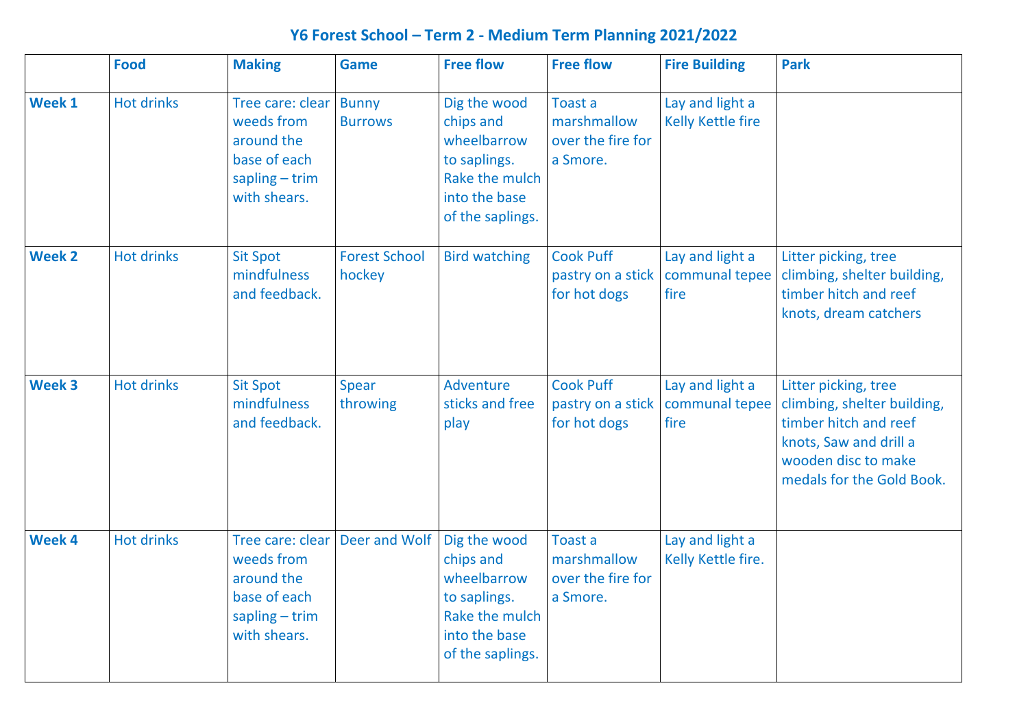# Y6 Forest School – Term 2 - Medium Term Planning 2021/2022

| | Food | Making | Game | Free flow | Free flow | Fire Building | Park |
|---|---|---|---|---|---|---|---|
| **Week 1** | Hot drinks | Tree care: clear weeds from around the base of each sapling – trim with shears. | Bunny Burrows | Dig the wood chips and wheelbarrow to saplings. Rake the mulch into the base of the saplings. | Toast a marshmallow over the fire for a Smore. | Lay and light a Kelly Kettle fire | |
| **Week 2** | Hot drinks | Sit Spot mindfulness and feedback. | Forest School hockey | Bird watching | Cook Puff pastry on a stick for hot dogs | Lay and light a communal tepee fire | Litter picking, tree climbing, shelter building, timber hitch and reef knots, dream catchers |
| **Week 3** | Hot drinks | Sit Spot mindfulness and feedback. | Spear throwing | Adventure sticks and free play | Cook Puff pastry on a stick for hot dogs | Lay and light a communal tepee fire | Litter picking, tree climbing, shelter building, timber hitch and reef knots, Saw and drill a wooden disc to make medals for the Gold Book. |
| **Week 4** | Hot drinks | Tree care: clear weeds from around the base of each sapling – trim with shears. | Deer and Wolf | Dig the wood chips and wheelbarrow to saplings. Rake the mulch into the base of the saplings. | Toast a marshmallow over the fire for a Smore. | Lay and light a Kelly Kettle fire. | |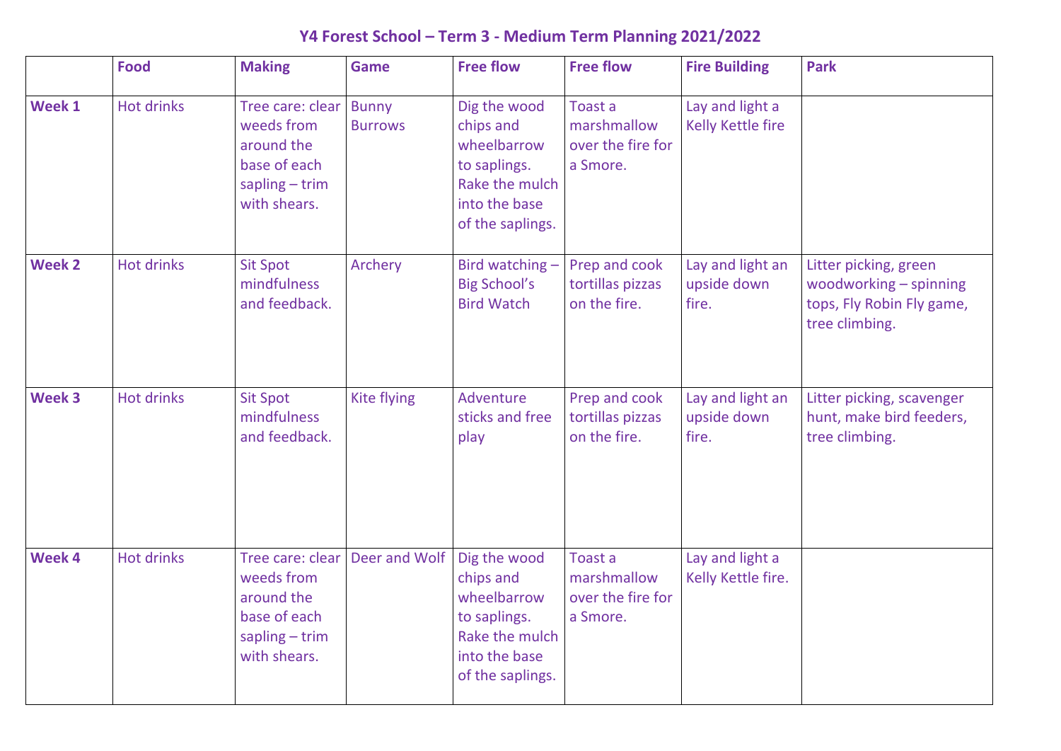# Y4 Forest School – Term 3 - Medium Term Planning 2021/2022

| | Food | Making | Game | Free flow | Free flow | Fire Building | Park |
|---|---|---|---|---|---|---|---|
| **Week 1** | Hot drinks | Tree care: clear weeds from around the base of each sapling – trim with shears. | Bunny Burrows | Dig the wood chips and wheelbarrow to saplings. Rake the mulch into the base of the saplings. | Toast a marshmallow over the fire for a Smore. | Lay and light a Kelly Kettle fire | |
| **Week 2** | Hot drinks | Sit Spot mindfulness and feedback. | Archery | Bird watching – Big School's Bird Watch | Prep and cook tortillas pizzas on the fire. | Lay and light an upside down fire. | Litter picking, green woodworking – spinning tops, Fly Robin Fly game, tree climbing. |
| **Week 3** | Hot drinks | Sit Spot mindfulness and feedback. | Kite flying | Adventure sticks and free play | Prep and cook tortillas pizzas on the fire. | Lay and light an upside down fire. | Litter picking, scavenger hunt, make bird feeders, tree climbing. |
| **Week 4** | Hot drinks | Tree care: clear weeds from around the base of each sapling – trim with shears. | Deer and Wolf | Dig the wood chips and wheelbarrow to saplings. Rake the mulch into the base of the saplings. | Toast a marshmallow over the fire for a Smore. | Lay and light a Kelly Kettle fire. | |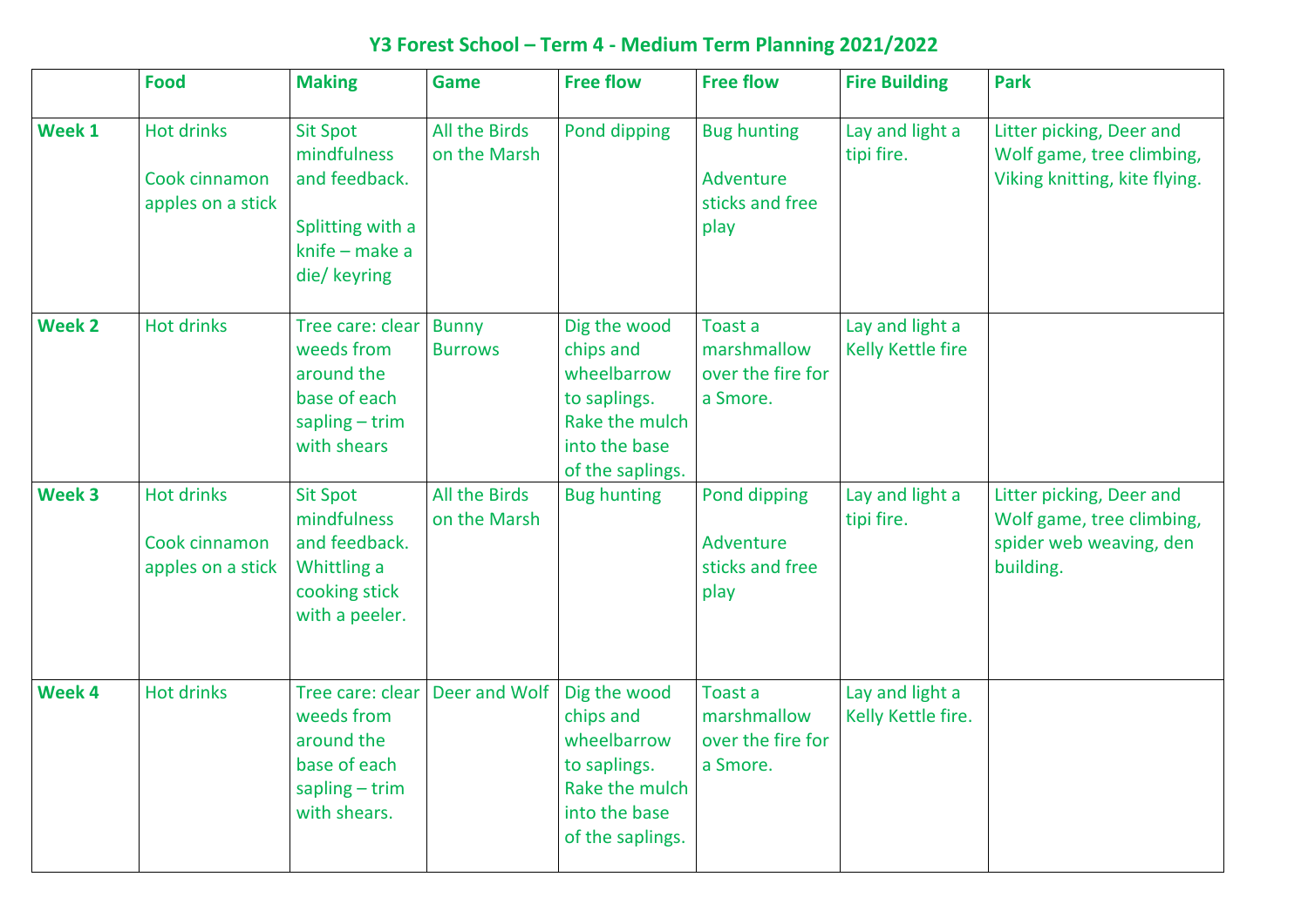# Y3 Forest School – Term 4 - Medium Term Planning 2021/2022

| | Food | Making | Game | Free flow | Free flow | Fire Building | Park |
|---|---|---|---|---|---|---|---|
| **Week 1** | Hot drinks<br><br>Cook cinnamon apples on a stick | Sit Spot mindfulness and feedback.<br><br>Splitting with a knife – make a die/ keyring | All the Birds on the Marsh | Pond dipping | Bug hunting<br><br>Adventure sticks and free play | Lay and light a tipi fire. | Litter picking, Deer and Wolf game, tree climbing, Viking knitting, kite flying. |
| **Week 2** | Hot drinks | Tree care: clear weeds from around the base of each sapling – trim with shears | Bunny Burrows | Dig the wood chips and wheelbarrow to saplings. Rake the mulch into the base of the saplings. | Toast a marshmallow over the fire for a Smore. | Lay and light a Kelly Kettle fire | |
| **Week 3** | Hot drinks<br><br>Cook cinnamon apples on a stick | Sit Spot mindfulness and feedback. Whittling a cooking stick with a peeler. | All the Birds on the Marsh | Bug hunting | Pond dipping<br><br>Adventure sticks and free play | Lay and light a tipi fire. | Litter picking, Deer and Wolf game, tree climbing, spider web weaving, den building. |
| **Week 4** | Hot drinks | Tree care: clear weeds from around the base of each sapling – trim with shears. | Deer and Wolf | Dig the wood chips and wheelbarrow to saplings. Rake the mulch into the base of the saplings. | Toast a marshmallow over the fire for a Smore. | Lay and light a Kelly Kettle fire. | |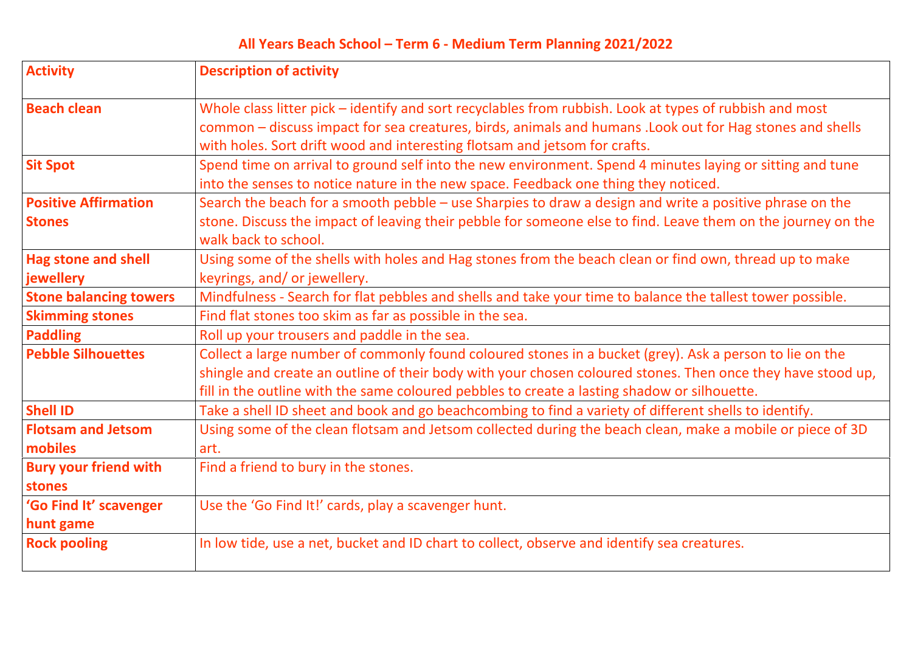# All Years Beach School – Term 6 - Medium Term Planning 2021/2022

| Activity | Description of activity |
|---|---|
| Beach clean | Whole class litter pick – identify and sort recyclables from rubbish. Look at types of rubbish and most common – discuss impact for sea creatures, birds, animals and humans .Look out for Hag stones and shells with holes. Sort drift wood and interesting flotsam and jetsom for crafts. |
| Sit Spot | Spend time on arrival to ground self into the new environment. Spend 4 minutes laying or sitting and tune into the senses to notice nature in the new space. Feedback one thing they noticed. |
| Positive Affirmation Stones | Search the beach for a smooth pebble – use Sharpies to draw a design and write a positive phrase on the stone. Discuss the impact of leaving their pebble for someone else to find. Leave them on the journey on the walk back to school. |
| Hag stone and shell jewellery | Using some of the shells with holes and Hag stones from the beach clean or find own, thread up to make keyrings, and/ or jewellery. |
| Stone balancing towers | Mindfulness - Search for flat pebbles and shells and take your time to balance the tallest tower possible. |
| Skimming stones | Find flat stones too skim as far as possible in the sea. |
| Paddling | Roll up your trousers and paddle in the sea. |
| Pebble Silhouettes | Collect a large number of commonly found coloured stones in a bucket (grey). Ask a person to lie on the shingle and create an outline of their body with your chosen coloured stones. Then once they have stood up, fill in the outline with the same coloured pebbles to create a lasting shadow or silhouette. |
| Shell ID | Take a shell ID sheet and book and go beachcombing to find a variety of different shells to identify. |
| Flotsam and Jetsom mobiles | Using some of the clean flotsam and Jetsom collected during the beach clean, make a mobile or piece of 3D art. |
| Bury your friend with stones | Find a friend to bury in the stones. |
| 'Go Find It' scavenger hunt game | Use the 'Go Find It!' cards, play a scavenger hunt. |
| Rock pooling | In low tide, use a net, bucket and ID chart to collect, observe and identify sea creatures. |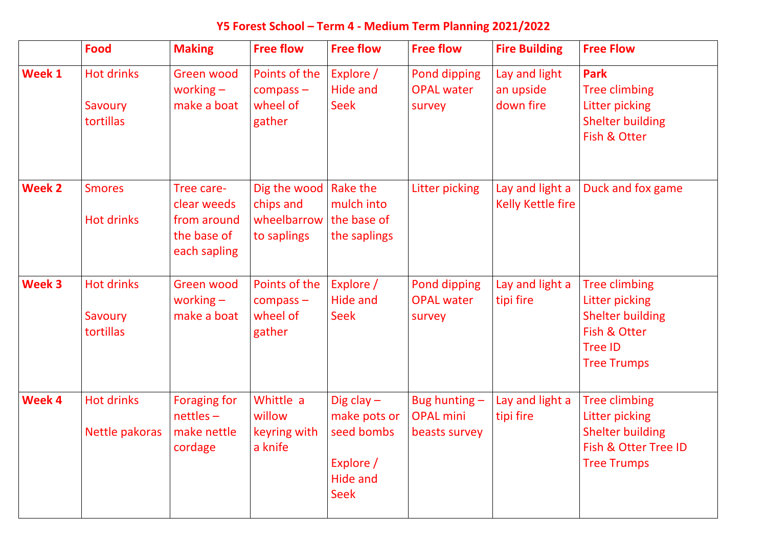# Y5 Forest School – Term 4 - Medium Term Planning 2021/2022

| | Food | Making | Free flow | Free flow | Free flow | Fire Building | Free Flow |
|---|---|---|---|---|---|---|---|
| **Week 1** | Hot drinks<br><br>Savoury tortillas | Green wood working – make a boat | Points of the compass – wheel of gather | Explore / Hide and Seek | Pond dipping OPAL water survey | Lay and light an upside down fire | **Park**<br>Tree climbing<br>Litter picking<br>Shelter building<br>Fish & Otter |
| **Week 2** | Smores<br><br>Hot drinks | Tree care- clear weeds from around the base of each sapling | Dig the wood chips and wheelbarrow to saplings | Rake the mulch into the base of the saplings | Litter picking | Lay and light a Kelly Kettle fire | Duck and fox game |
| **Week 3** | Hot drinks<br><br>Savoury tortillas | Green wood working – make a boat | Points of the compass – wheel of gather | Explore / Hide and Seek | Pond dipping OPAL water survey | Lay and light a tipi fire | Tree climbing<br>Litter picking<br>Shelter building<br>Fish & Otter<br>Tree ID<br>Tree Trumps |
| **Week 4** | Hot drinks<br><br>Nettle pakoras | Foraging for nettles – make nettle cordage | Whittle a willow keyring with a knife | Dig clay – make pots or seed bombs<br><br>Explore / Hide and Seek | Bug hunting – OPAL mini beasts survey | Lay and light a tipi fire | Tree climbing<br>Litter picking<br>Shelter building<br>Fish & Otter Tree ID<br>Tree Trumps |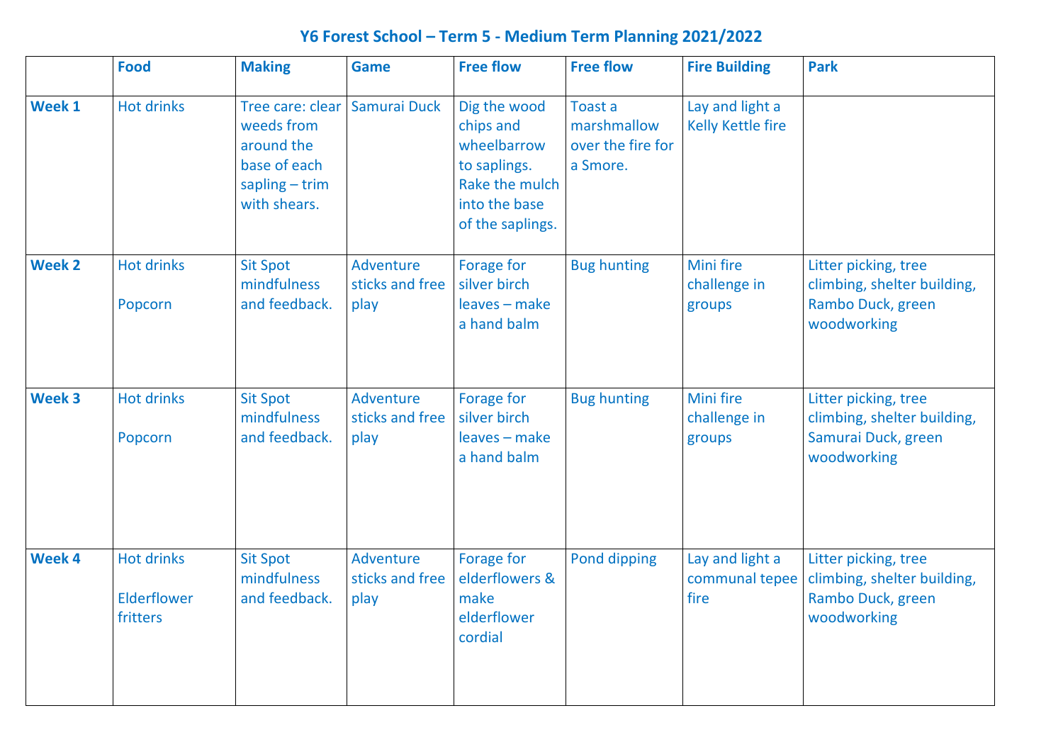# Y6 Forest School – Term 5 - Medium Term Planning 2021/2022

| | Food | Making | Game | Free flow | Free flow | Fire Building | Park |
|---|---|---|---|---|---|---|---|
| **Week 1** | Hot drinks | Tree care: clear weeds from around the base of each sapling – trim with shears. | Samurai Duck | Dig the wood chips and wheelbarrow to saplings. Rake the mulch into the base of the saplings. | Toast a marshmallow over the fire for a Smore. | Lay and light a Kelly Kettle fire | |
| **Week 2** | Hot drinks<br><br>Popcorn | Sit Spot mindfulness and feedback. | Adventure sticks and free play | Forage for silver birch leaves – make a hand balm | Bug hunting | Mini fire challenge in groups | Litter picking, tree climbing, shelter building, Rambo Duck, green woodworking |
| **Week 3** | Hot drinks<br><br>Popcorn | Sit Spot mindfulness and feedback. | Adventure sticks and free play | Forage for silver birch leaves – make a hand balm | Bug hunting | Mini fire challenge in groups | Litter picking, tree climbing, shelter building, Samurai Duck, green woodworking |
| **Week 4** | Hot drinks<br><br>Elderflower fritters | Sit Spot mindfulness and feedback. | Adventure sticks and free play | Forage for elderflowers & make elderflower cordial | Pond dipping | Lay and light a communal tepee fire | Litter picking, tree climbing, shelter building, Rambo Duck, green woodworking |